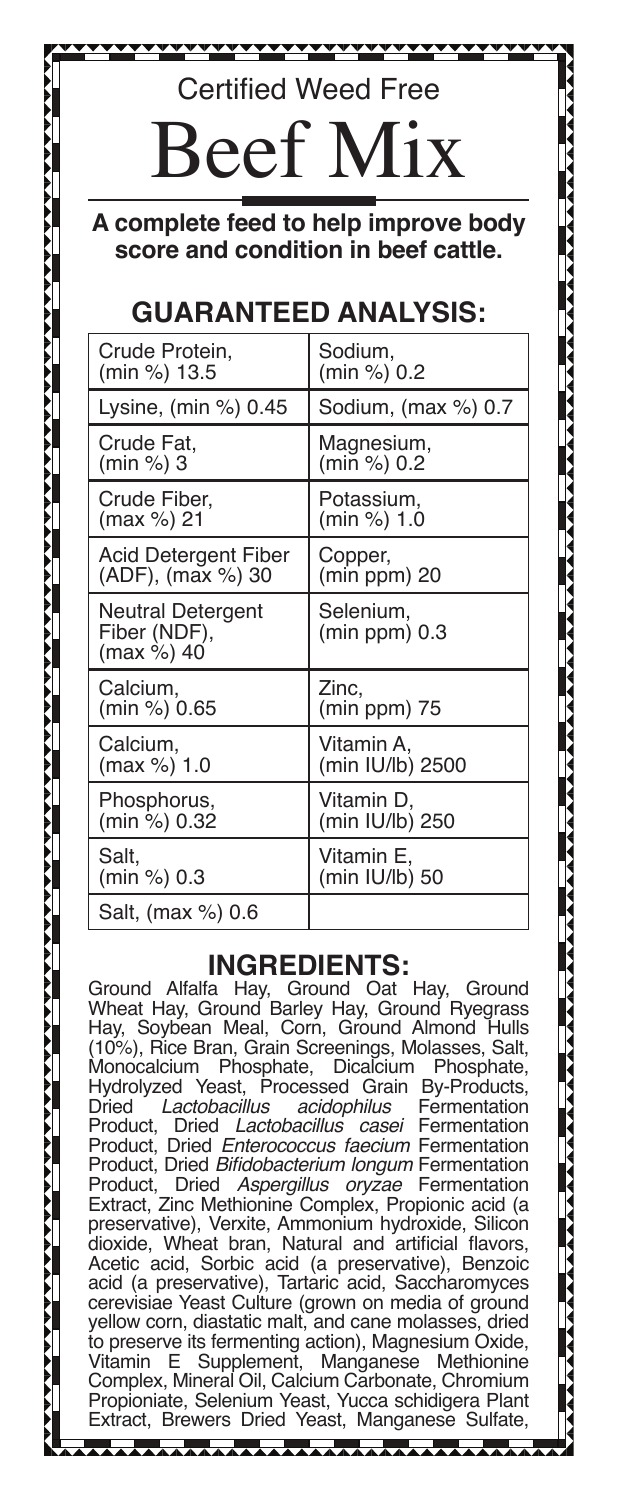Certified Weed Free

# Beef Mix

**A complete feed to help improve body score and condition in beef cattle.**

## GUARANTEED ANALYSIS:

| | |
|---|---|
| Crude Protein, (min %) 13.5 | Sodium, (min %) 0.2 |
| Lysine, (min %) 0.45 | Sodium, (max %) 0.7 |
| Crude Fat, (min %) 3 | Magnesium, (min %) 0.2 |
| Crude Fiber, (max %) 21 | Potassium, (min %) 1.0 |
| Acid Detergent Fiber (ADF), (max %) 30 | Copper, (min ppm) 20 |
| Neutral Detergent Fiber (NDF), (max %) 40 | Selenium, (min ppm) 0.3 |
| Calcium, (min %) 0.65 | Zinc, (min ppm) 75 |
| Calcium, (max %) 1.0 | Vitamin A, (min IU/lb) 2500 |
| Phosphorus, (min %) 0.32 | Vitamin D, (min IU/lb) 250 |
| Salt, (min %) 0.3 | Vitamin E, (min IU/lb) 50 |
| Salt, (max %) 0.6 | |

## INGREDIENTS:

Ground Alfalfa Hay, Ground Oat Hay, Ground Wheat Hay, Ground Barley Hay, Ground Ryegrass Hay, Soybean Meal, Corn, Ground Almond Hulls (10%), Rice Bran, Grain Screenings, Molasses, Salt, Monocalcium Phosphate, Dicalcium Phosphate, Hydrolyzed Yeast, Processed Grain By-Products, Dried *Lactobacillus acidophilus* Fermentation Product, Dried *Lactobacillus casei* Fermentation Product, Dried *Enterococcus faecium* Fermentation Product, Dried *Bifidobacterium longum* Fermentation Product, Dried *Aspergillus oryzae* Fermentation Extract, Zinc Methionine Complex, Propionic acid (a preservative), Verxite, Ammonium hydroxide, Silicon dioxide, Wheat bran, Natural and artificial flavors, Acetic acid, Sorbic acid (a preservative), Benzoic acid (a preservative), Tartaric acid, Saccharomyces cerevisiae Yeast Culture (grown on media of ground yellow corn, diastatic malt, and cane molasses, dried to preserve its fermenting action), Magnesium Oxide, Vitamin E Supplement, Manganese Methionine Complex, Mineral Oil, Calcium Carbonate, Chromium Propioniate, Selenium Yeast, Yucca schidigera Plant Extract, Brewers Dried Yeast, Manganese Sulfate,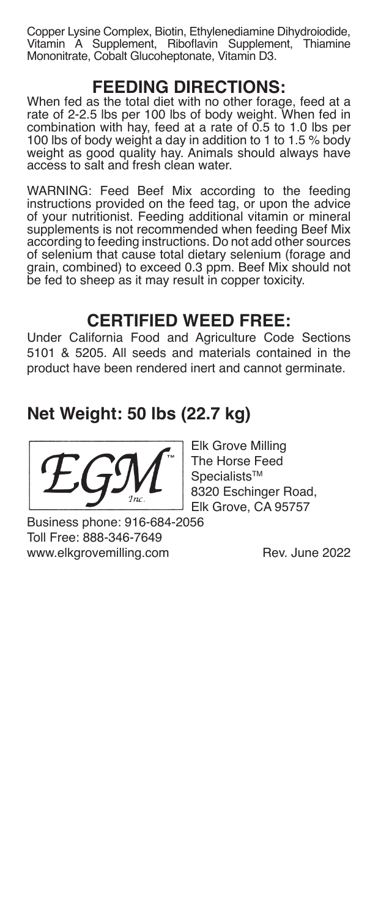Copper Lysine Complex, Biotin, Ethylenediamine Dihydroiodide, Vitamin A Supplement, Riboflavin Supplement, Thiamine Mononitrate, Cobalt Glucoheptonate, Vitamin D3.

## FEEDING DIRECTIONS:

When fed as the total diet with no other forage, feed at a rate of 2-2.5 lbs per 100 lbs of body weight. When fed in combination with hay, feed at a rate of 0.5 to 1.0 lbs per 100 lbs of body weight a day in addition to 1 to 1.5 % body weight as good quality hay. Animals should always have access to salt and fresh clean water.

WARNING: Feed Beef Mix according to the feeding instructions provided on the feed tag, or upon the advice of your nutritionist. Feeding additional vitamin or mineral supplements is not recommended when feeding Beef Mix according to feeding instructions. Do not add other sources of selenium that cause total dietary selenium (forage and grain, combined) to exceed 0.3 ppm. Beef Mix should not be fed to sheep as it may result in copper toxicity.

## CERTIFIED WEED FREE:

Under California Food and Agriculture Code Sections 5101 & 5205. All seeds and materials contained in the product have been rendered inert and cannot germinate.

## Net Weight: 50 lbs (22.7 kg)

EGM™ Inc.

Elk Grove Milling
The Horse Feed Specialists™
8320 Eschinger Road,
Elk Grove, CA 95757

Business phone: 916-684-2056
Toll Free: 888-346-7649
www.elkgrovemilling.com

Rev. June 2022